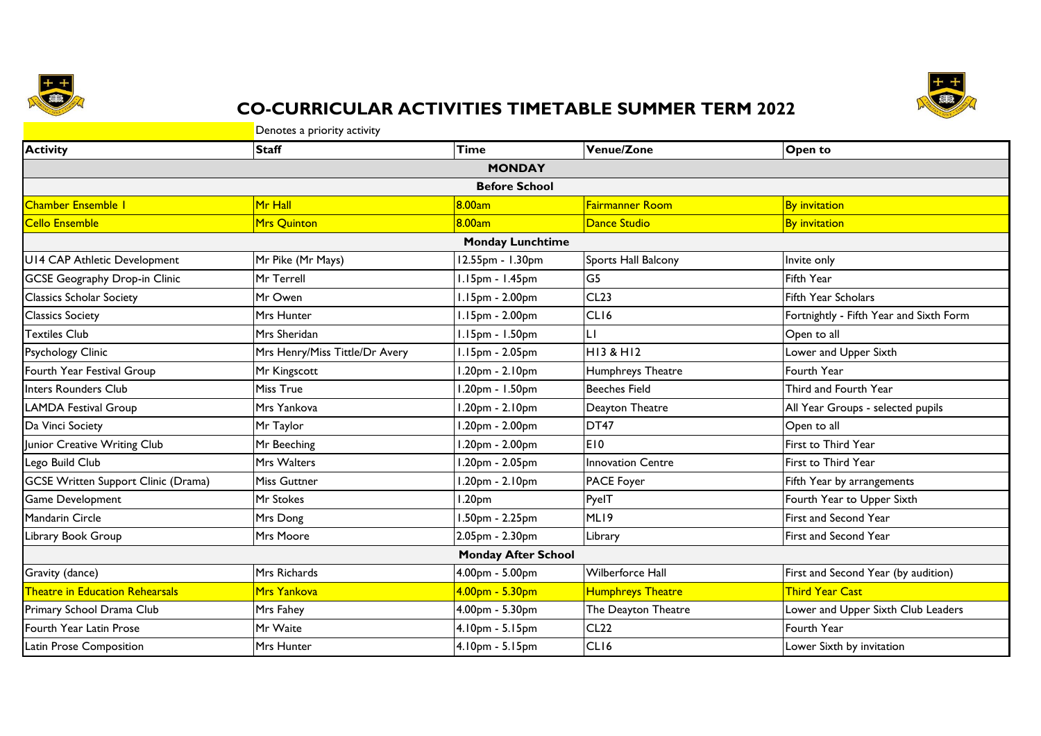# CO-CURRICULAR ACTIVITIES TIMETABLE SUMMER TERM 2022

Denotes a priority activity

| Activity | Staff | Time | Venue/Zone | Open to |
|---|---|---|---|---|
| **MONDAY** | | | | |
| **Before School** | | | | |
| Chamber Ensemble 1 | Mr Hall | 8.00am | Fairmanner Room | By invitation |
| Cello Ensemble | Mrs Quinton | 8.00am | Dance Studio | By invitation |
| **Monday Lunchtime** | | | | |
| U14 CAP Athletic Development | Mr Pike (Mr Mays) | 12.55pm - 1.30pm | Sports Hall Balcony | Invite only |
| GCSE Geography Drop-in Clinic | Mr Terrell | 1.15pm - 1.45pm | G5 | Fifth Year |
| Classics Scholar Society | Mr Owen | 1.15pm - 2.00pm | CL23 | Fifth Year Scholars |
| Classics Society | Mrs Hunter | 1.15pm - 2.00pm | CL16 | Fortnightly - Fifth Year and Sixth Form |
| Textiles Club | Mrs Sheridan | 1.15pm - 1.50pm | L1 | Open to all |
| Psychology Clinic | Mrs Henry/Miss Tittle/Dr Avery | 1.15pm - 2.05pm | H13 & H12 | Lower and Upper Sixth |
| Fourth Year Festival Group | Mr Kingscott | 1.20pm - 2.10pm | Humphreys Theatre | Fourth Year |
| Inters Rounders Club | Miss True | 1.20pm - 1.50pm | Beeches Field | Third and Fourth Year |
| LAMDA Festival Group | Mrs Yankova | 1.20pm - 2.10pm | Deayton Theatre | All Year Groups - selected pupils |
| Da Vinci Society | Mr Taylor | 1.20pm - 2.00pm | DT47 | Open to all |
| Junior Creative Writing Club | Mr Beeching | 1.20pm - 2.00pm | E10 | First to Third Year |
| Lego Build Club | Mrs Walters | 1.20pm - 2.05pm | Innovation Centre | First to Third Year |
| GCSE Written Support Clinic (Drama) | Miss Guttner | 1.20pm - 2.10pm | PACE Foyer | Fifth Year by arrangements |
| Game Development | Mr Stokes | 1.20pm | PyeIT | Fourth Year to Upper Sixth |
| Mandarin Circle | Mrs Dong | 1.50pm - 2.25pm | ML19 | First and Second Year |
| Library Book Group | Mrs Moore | 2.05pm - 2.30pm | Library | First and Second Year |
| **Monday After School** | | | | |
| Gravity (dance) | Mrs Richards | 4.00pm - 5.00pm | Wilberforce Hall | First and Second Year (by audition) |
| Theatre in Education Rehearsals | Mrs Yankova | 4.00pm - 5.30pm | Humphreys Theatre | Third Year Cast |
| Primary School Drama Club | Mrs Fahey | 4.00pm - 5.30pm | The Deayton Theatre | Lower and Upper Sixth Club Leaders |
| Fourth Year Latin Prose | Mr Waite | 4.10pm - 5.15pm | CL22 | Fourth Year |
| Latin Prose Composition | Mrs Hunter | 4.10pm - 5.15pm | CL16 | Lower Sixth by invitation |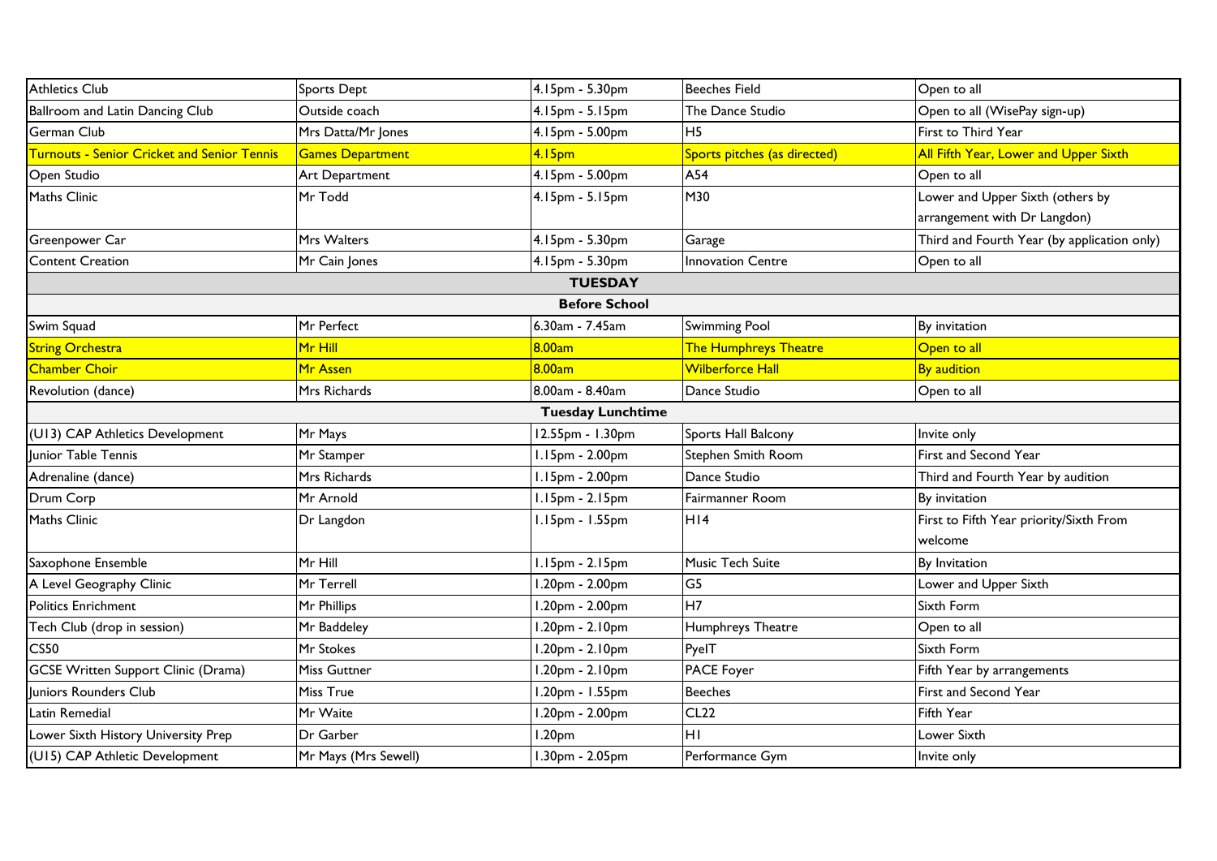| | | | | |
|---|---|---|---|---|
| Athletics Club | Sports Dept | 4.15pm - 5.30pm | Beeches Field | Open to all |
| Ballroom and Latin Dancing Club | Outside coach | 4.15pm - 5.15pm | The Dance Studio | Open to all (WisePay sign-up) |
| German Club | Mrs Datta/Mr Jones | 4.15pm - 5.00pm | H5 | First to Third Year |
| Turnouts - Senior Cricket and Senior Tennis | Games Department | 4.15pm | Sports pitches (as directed) | All Fifth Year, Lower and Upper Sixth |
| Open Studio | Art Department | 4.15pm - 5.00pm | A54 | Open to all |
| Maths Clinic | Mr Todd | 4.15pm - 5.15pm | M30 | Lower and Upper Sixth (others by arrangement with Dr Langdon) |
| Greenpower Car | Mrs Walters | 4.15pm - 5.30pm | Garage | Third and Fourth Year (by application only) |
| Content Creation | Mr Cain Jones | 4.15pm - 5.30pm | Innovation Centre | Open to all |
| | | **TUESDAY** | | |
| | | **Before School** | | |
| Swim Squad | Mr Perfect | 6.30am - 7.45am | Swimming Pool | By invitation |
| String Orchestra | Mr Hill | 8.00am | The Humphreys Theatre | Open to all |
| Chamber Choir | Mr Assen | 8.00am | Wilberforce Hall | By audition |
| Revolution (dance) | Mrs Richards | 8.00am - 8.40am | Dance Studio | Open to all |
| | | **Tuesday Lunchtime** | | |
| (U13) CAP Athletics Development | Mr Mays | 12.55pm - 1.30pm | Sports Hall Balcony | Invite only |
| Junior Table Tennis | Mr Stamper | 1.15pm - 2.00pm | Stephen Smith Room | First and Second Year |
| Adrenaline (dance) | Mrs Richards | 1.15pm - 2.00pm | Dance Studio | Third and Fourth Year by audition |
| Drum Corp | Mr Arnold | 1.15pm - 2.15pm | Fairmanner Room | By invitation |
| Maths Clinic | Dr Langdon | 1.15pm - 1.55pm | H14 | First to Fifth Year priority/Sixth From welcome |
| Saxophone Ensemble | Mr Hill | 1.15pm - 2.15pm | Music Tech Suite | By Invitation |
| A Level Geography Clinic | Mr Terrell | 1.20pm - 2.00pm | G5 | Lower and Upper Sixth |
| Politics Enrichment | Mr Phillips | 1.20pm - 2.00pm | H7 | Sixth Form |
| Tech Club (drop in session) | Mr Baddeley | 1.20pm - 2.10pm | Humphreys Theatre | Open to all |
| CS50 | Mr Stokes | 1.20pm - 2.10pm | PyeIT | Sixth Form |
| GCSE Written Support Clinic (Drama) | Miss Guttner | 1.20pm - 2.10pm | PACE Foyer | Fifth Year by arrangements |
| Juniors Rounders Club | Miss True | 1.20pm - 1.55pm | Beeches | First and Second Year |
| Latin Remedial | Mr Waite | 1.20pm - 2.00pm | CL22 | Fifth Year |
| Lower Sixth History University Prep | Dr Garber | 1.20pm | H1 | Lower Sixth |
| (U15) CAP Athletic Development | Mr Mays (Mrs Sewell) | 1.30pm - 2.05pm | Performance Gym | Invite only |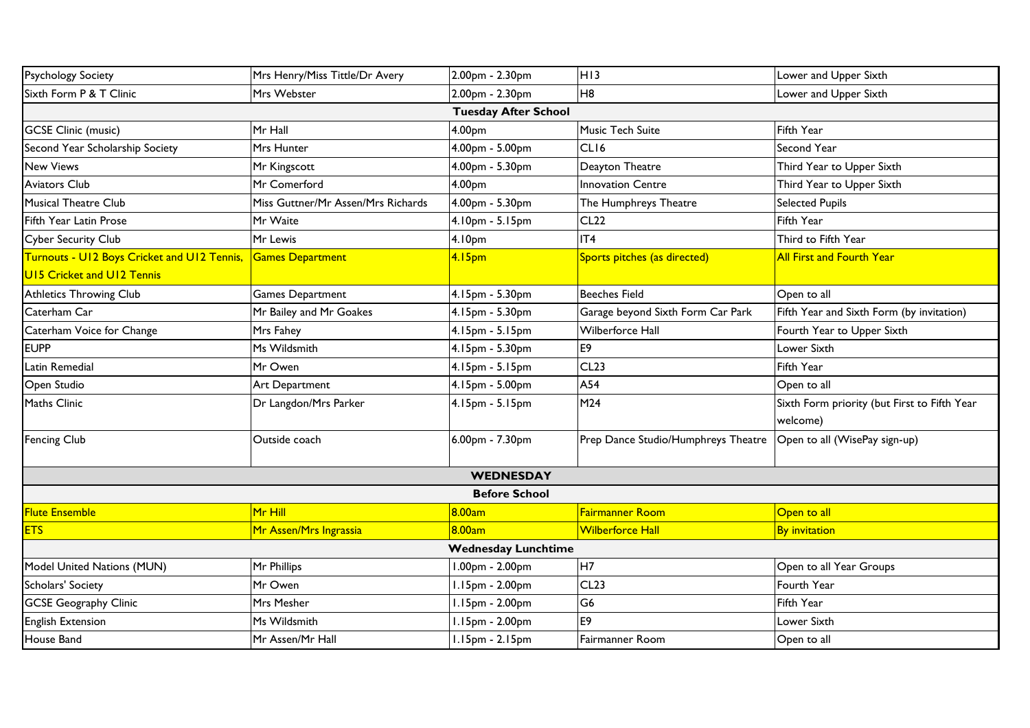| | | | | |
|---|---|---|---|---|
| Psychology Society | Mrs Henry/Miss Tittle/Dr Avery | 2.00pm - 2.30pm | H13 | Lower and Upper Sixth |
| Sixth Form P & T Clinic | Mrs Webster | 2.00pm - 2.30pm | H8 | Lower and Upper Sixth |
| **Tuesday After School** | | | | |
| GCSE Clinic (music) | Mr Hall | 4.00pm | Music Tech Suite | Fifth Year |
| Second Year Scholarship Society | Mrs Hunter | 4.00pm - 5.00pm | CL16 | Second Year |
| New Views | Mr Kingscott | 4.00pm - 5.30pm | Deayton Theatre | Third Year to Upper Sixth |
| Aviators Club | Mr Comerford | 4.00pm | Innovation Centre | Third Year to Upper Sixth |
| Musical Theatre Club | Miss Guttner/Mr Assen/Mrs Richards | 4.00pm - 5.30pm | The Humphreys Theatre | Selected Pupils |
| Fifth Year Latin Prose | Mr Waite | 4.10pm - 5.15pm | CL22 | Fifth Year |
| Cyber Security Club | Mr Lewis | 4.10pm | IT4 | Third to Fifth Year |
| Turnouts - U12 Boys Cricket and U12 Tennis, U15 Cricket and U12 Tennis | Games Department | 4.15pm | Sports pitches (as directed) | All First and Fourth Year |
| Athletics Throwing Club | Games Department | 4.15pm - 5.30pm | Beeches Field | Open to all |
| Caterham Car | Mr Bailey and Mr Goakes | 4.15pm - 5.30pm | Garage beyond Sixth Form Car Park | Fifth Year and Sixth Form (by invitation) |
| Caterham Voice for Change | Mrs Fahey | 4.15pm - 5.15pm | Wilberforce Hall | Fourth Year to Upper Sixth |
| EUPP | Ms Wildsmith | 4.15pm - 5.30pm | E9 | Lower Sixth |
| Latin Remedial | Mr Owen | 4.15pm - 5.15pm | CL23 | Fifth Year |
| Open Studio | Art Department | 4.15pm - 5.00pm | A54 | Open to all |
| Maths Clinic | Dr Langdon/Mrs Parker | 4.15pm - 5.15pm | M24 | Sixth Form priority (but First to Fifth Year welcome) |
| Fencing Club | Outside coach | 6.00pm - 7.30pm | Prep Dance Studio/Humphreys Theatre | Open to all (WisePay sign-up) |
| **WEDNESDAY** | | | | |
| **Before School** | | | | |
| Flute Ensemble | Mr Hill | 8.00am | Fairmanner Room | Open to all |
| ETS | Mr Assen/Mrs Ingrassia | 8.00am | Wilberforce Hall | By invitation |
| **Wednesday Lunchtime** | | | | |
| Model United Nations (MUN) | Mr Phillips | 1.00pm - 2.00pm | H7 | Open to all Year Groups |
| Scholars' Society | Mr Owen | 1.15pm - 2.00pm | CL23 | Fourth Year |
| GCSE Geography Clinic | Mrs Mesher | 1.15pm - 2.00pm | G6 | Fifth Year |
| English Extension | Ms Wildsmith | 1.15pm - 2.00pm | E9 | Lower Sixth |
| House Band | Mr Assen/Mr Hall | 1.15pm - 2.15pm | Fairmanner Room | Open to all |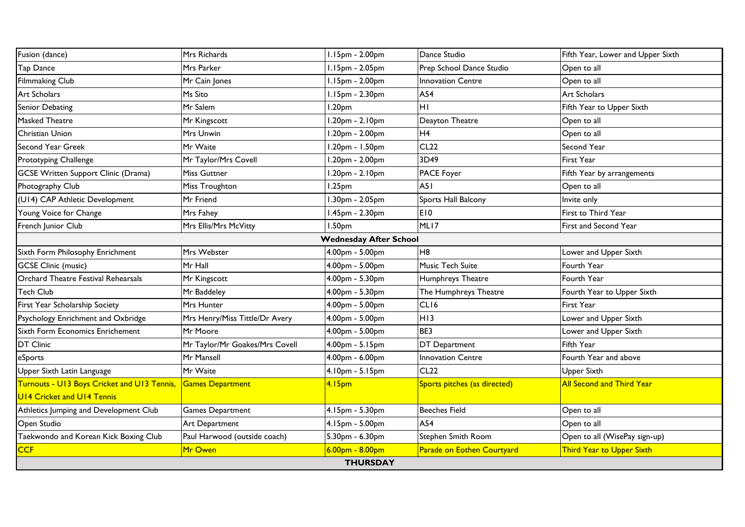| | | | | |
|---|---|---|---|---|
| Fusion (dance) | Mrs Richards | 1.15pm - 2.00pm | Dance Studio | Fifth Year, Lower and Upper Sixth |
| Tap Dance | Mrs Parker | 1.15pm - 2.05pm | Prep School Dance Studio | Open to all |
| Filmmaking Club | Mr Cain Jones | 1.15pm - 2.00pm | Innovation Centre | Open to all |
| Art Scholars | Ms Sito | 1.15pm - 2.30pm | A54 | Art Scholars |
| Senior Debating | Mr Salem | 1.20pm | H1 | Fifth Year to Upper Sixth |
| Masked Theatre | Mr Kingscott | 1.20pm - 2.10pm | Deayton Theatre | Open to all |
| Christian Union | Mrs Unwin | 1.20pm - 2.00pm | H4 | Open to all |
| Second Year Greek | Mr Waite | 1.20pm - 1.50pm | CL22 | Second Year |
| Prototyping Challenge | Mr Taylor/Mrs Covell | 1.20pm - 2.00pm | 3D49 | First Year |
| GCSE Written Support Clinic (Drama) | Miss Guttner | 1.20pm - 2.10pm | PACE Foyer | Fifth Year by arrangements |
| Photography Club | Miss Troughton | 1.25pm | A51 | Open to all |
| (U14) CAP Athletic Development | Mr Friend | 1.30pm - 2.05pm | Sports Hall Balcony | Invite only |
| Young Voice for Change | Mrs Fahey | 1.45pm - 2.30pm | E10 | First to Third Year |
| French Junior Club | Mrs Ellis/Mrs McVitty | 1.50pm | ML17 | First and Second Year |
| | | **Wednesday After School** | | |
| Sixth Form Philosophy Enrichment | Mrs Webster | 4.00pm - 5.00pm | H8 | Lower and Upper Sixth |
| GCSE Clinic (music) | Mr Hall | 4.00pm - 5.00pm | Music Tech Suite | Fourth Year |
| Orchard Theatre Festival Rehearsals | Mr Kingscott | 4.00pm - 5.30pm | Humphreys Theatre | Fourth Year |
| Tech Club | Mr Baddeley | 4.00pm - 5.30pm | The Humphreys Theatre | Fourth Year to Upper Sixth |
| First Year Scholarship Society | Mrs Hunter | 4.00pm - 5.00pm | CL16 | First Year |
| Psychology Enrichment and Oxbridge | Mrs Henry/Miss Tittle/Dr Avery | 4.00pm - 5.00pm | H13 | Lower and Upper Sixth |
| Sixth Form Economics Enrichement | Mr Moore | 4.00pm - 5.00pm | BE3 | Lower and Upper Sixth |
| DT Clinic | Mr Taylor/Mr Goakes/Mrs Covell | 4.00pm - 5.15pm | DT Department | Fifth Year |
| eSports | Mr Mansell | 4.00pm - 6.00pm | Innovation Centre | Fourth Year and above |
| Upper Sixth Latin Language | Mr Waite | 4.10pm - 5.15pm | CL22 | Upper Sixth |
| Turnouts - U13 Boys Cricket and U13 Tennis, U14 Cricket and U14 Tennis | Games Department | 4.15pm | Sports pitches (as directed) | All Second and Third Year |
| Athletics Jumping and Development Club | Games Department | 4.15pm - 5.30pm | Beeches Field | Open to all |
| Open Studio | Art Department | 4.15pm - 5.00pm | A54 | Open to all |
| Taekwondo and Korean Kick Boxing Club | Paul Harwood (outside coach) | 5.30pm - 6.30pm | Stephen Smith Room | Open to all (WisePay sign-up) |
| CCF | Mr Owen | 6.00pm - 8.00pm | Parade on Eothen Courtyard | Third Year to Upper Sixth |
| | | **THURSDAY** | | |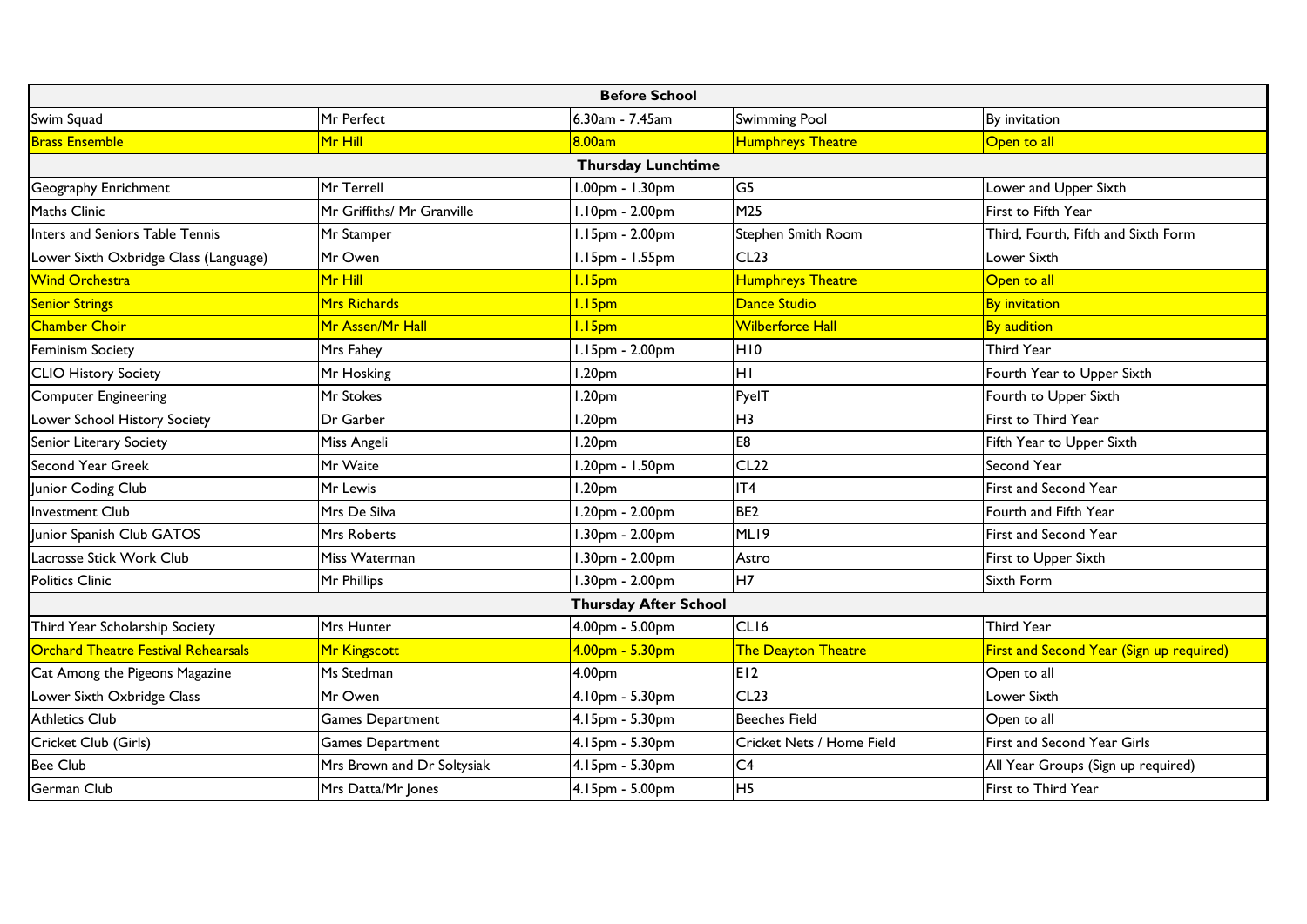| Before School | | | | |
|---|---|---|---|---|
| Swim Squad | Mr Perfect | 6.30am - 7.45am | Swimming Pool | By invitation |
| Brass Ensemble | Mr Hill | 8.00am | Humphreys Theatre | Open to all |
| **Thursday Lunchtime** | | | | |
| Geography Enrichment | Mr Terrell | 1.00pm - 1.30pm | G5 | Lower and Upper Sixth |
| Maths Clinic | Mr Griffiths/ Mr Granville | 1.10pm - 2.00pm | M25 | First to Fifth Year |
| Inters and Seniors Table Tennis | Mr Stamper | 1.15pm - 2.00pm | Stephen Smith Room | Third, Fourth, Fifth and Sixth Form |
| Lower Sixth Oxbridge Class (Language) | Mr Owen | 1.15pm - 1.55pm | CL23 | Lower Sixth |
| Wind Orchestra | Mr Hill | 1.15pm | Humphreys Theatre | Open to all |
| Senior Strings | Mrs Richards | 1.15pm | Dance Studio | By invitation |
| Chamber Choir | Mr Assen/Mr Hall | 1.15pm | Wilberforce Hall | By audition |
| Feminism Society | Mrs Fahey | 1.15pm - 2.00pm | H10 | Third Year |
| CLIO History Society | Mr Hosking | 1.20pm | H1 | Fourth Year to Upper Sixth |
| Computer Engineering | Mr Stokes | 1.20pm | PyeIT | Fourth to Upper Sixth |
| Lower School History Society | Dr Garber | 1.20pm | H3 | First to Third Year |
| Senior Literary Society | Miss Angeli | 1.20pm | E8 | Fifth Year to Upper Sixth |
| Second Year Greek | Mr Waite | 1.20pm - 1.50pm | CL22 | Second Year |
| Junior Coding Club | Mr Lewis | 1.20pm | IT4 | First and Second Year |
| Investment Club | Mrs De Silva | 1.20pm - 2.00pm | BE2 | Fourth and Fifth Year |
| Junior Spanish Club GATOS | Mrs Roberts | 1.30pm - 2.00pm | ML19 | First and Second Year |
| Lacrosse Stick Work Club | Miss Waterman | 1.30pm - 2.00pm | Astro | First to Upper Sixth |
| Politics Clinic | Mr Phillips | 1.30pm - 2.00pm | H7 | Sixth Form |
| **Thursday After School** | | | | |
| Third Year Scholarship Society | Mrs Hunter | 4.00pm - 5.00pm | CL16 | Third Year |
| Orchard Theatre Festival Rehearsals | Mr Kingscott | 4.00pm - 5.30pm | The Deayton Theatre | First and Second Year (Sign up required) |
| Cat Among the Pigeons Magazine | Ms Stedman | 4.00pm | E12 | Open to all |
| Lower Sixth Oxbridge Class | Mr Owen | 4.10pm - 5.30pm | CL23 | Lower Sixth |
| Athletics Club | Games Department | 4.15pm - 5.30pm | Beeches Field | Open to all |
| Cricket Club (Girls) | Games Department | 4.15pm - 5.30pm | Cricket Nets / Home Field | First and Second Year Girls |
| Bee Club | Mrs Brown and Dr Soltysiak | 4.15pm - 5.30pm | C4 | All Year Groups (Sign up required) |
| German Club | Mrs Datta/Mr Jones | 4.15pm - 5.00pm | H5 | First to Third Year |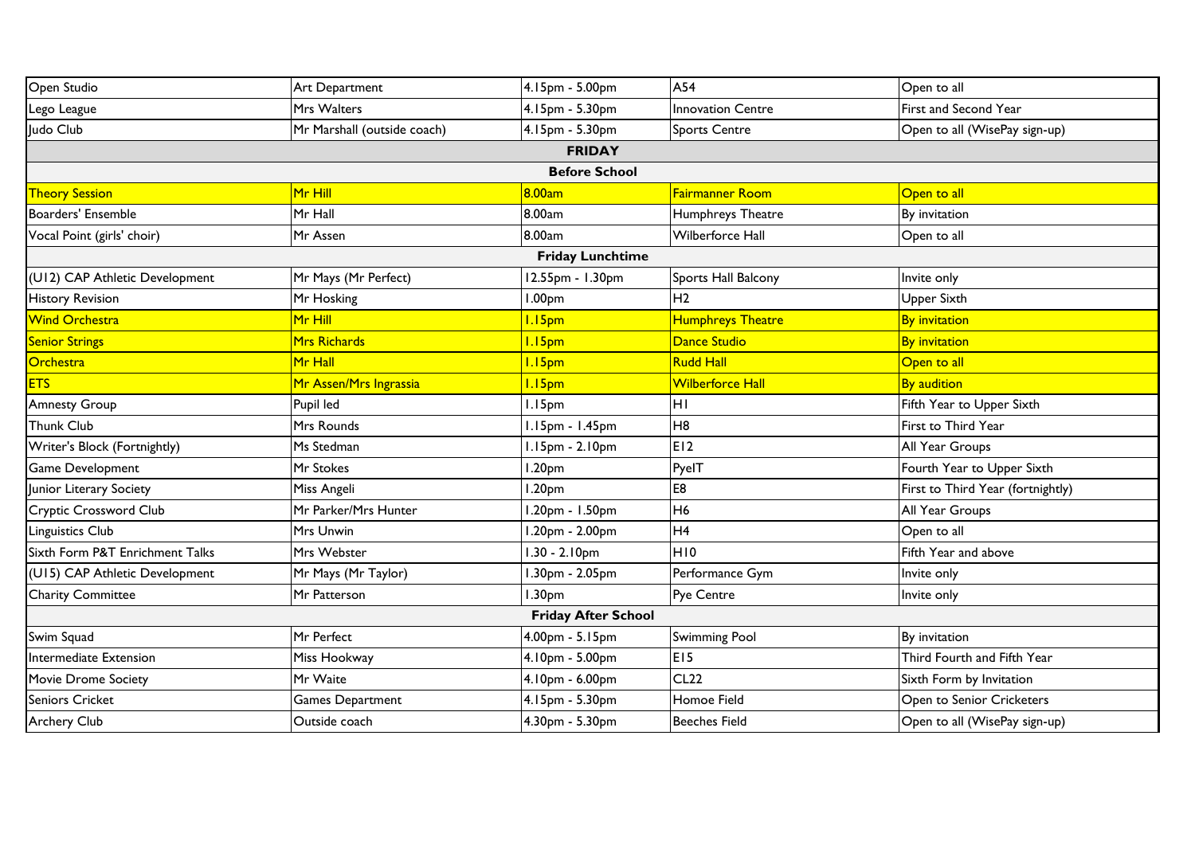| | | | | |
|---|---|---|---|---|
| Open Studio | Art Department | 4.15pm - 5.00pm | A54 | Open to all |
| Lego League | Mrs Walters | 4.15pm - 5.30pm | Innovation Centre | First and Second Year |
| Judo Club | Mr Marshall (outside coach) | 4.15pm - 5.30pm | Sports Centre | Open to all (WisePay sign-up) |
| **FRIDAY** | | | | |
| **Before School** | | | | |
| Theory Session | Mr Hill | 8.00am | Fairmanner Room | Open to all |
| Boarders' Ensemble | Mr Hall | 8.00am | Humphreys Theatre | By invitation |
| Vocal Point (girls' choir) | Mr Assen | 8.00am | Wilberforce Hall | Open to all |
| **Friday Lunchtime** | | | | |
| (U12) CAP Athletic Development | Mr Mays (Mr Perfect) | 12.55pm - 1.30pm | Sports Hall Balcony | Invite only |
| History Revision | Mr Hosking | 1.00pm | H2 | Upper Sixth |
| Wind Orchestra | Mr Hill | 1.15pm | Humphreys Theatre | By invitation |
| Senior Strings | Mrs Richards | 1.15pm | Dance Studio | By invitation |
| Orchestra | Mr Hall | 1.15pm | Rudd Hall | Open to all |
| ETS | Mr Assen/Mrs Ingrassia | 1.15pm | Wilberforce Hall | By audition |
| Amnesty Group | Pupil led | 1.15pm | H1 | Fifth Year to Upper Sixth |
| Thunk Club | Mrs Rounds | 1.15pm - 1.45pm | H8 | First to Third Year |
| Writer's Block (Fortnightly) | Ms Stedman | 1.15pm - 2.10pm | E12 | All Year Groups |
| Game Development | Mr Stokes | 1.20pm | PyeIT | Fourth Year to Upper Sixth |
| Junior Literary Society | Miss Angeli | 1.20pm | E8 | First to Third Year (fortnightly) |
| Cryptic Crossword Club | Mr Parker/Mrs Hunter | 1.20pm - 1.50pm | H6 | All Year Groups |
| Linguistics Club | Mrs Unwin | 1.20pm - 2.00pm | H4 | Open to all |
| Sixth Form P&T Enrichment Talks | Mrs Webster | 1.30 - 2.10pm | H10 | Fifth Year and above |
| (U15) CAP Athletic Development | Mr Mays (Mr Taylor) | 1.30pm - 2.05pm | Performance Gym | Invite only |
| Charity Committee | Mr Patterson | 1.30pm | Pye Centre | Invite only |
| **Friday After School** | | | | |
| Swim Squad | Mr Perfect | 4.00pm - 5.15pm | Swimming Pool | By invitation |
| Intermediate Extension | Miss Hookway | 4.10pm - 5.00pm | E15 | Third Fourth and Fifth Year |
| Movie Drome Society | Mr Waite | 4.10pm - 6.00pm | CL22 | Sixth Form by Invitation |
| Seniors Cricket | Games Department | 4.15pm - 5.30pm | Homoe Field | Open to Senior Cricketers |
| Archery Club | Outside coach | 4.30pm - 5.30pm | Beeches Field | Open to all (WisePay sign-up) |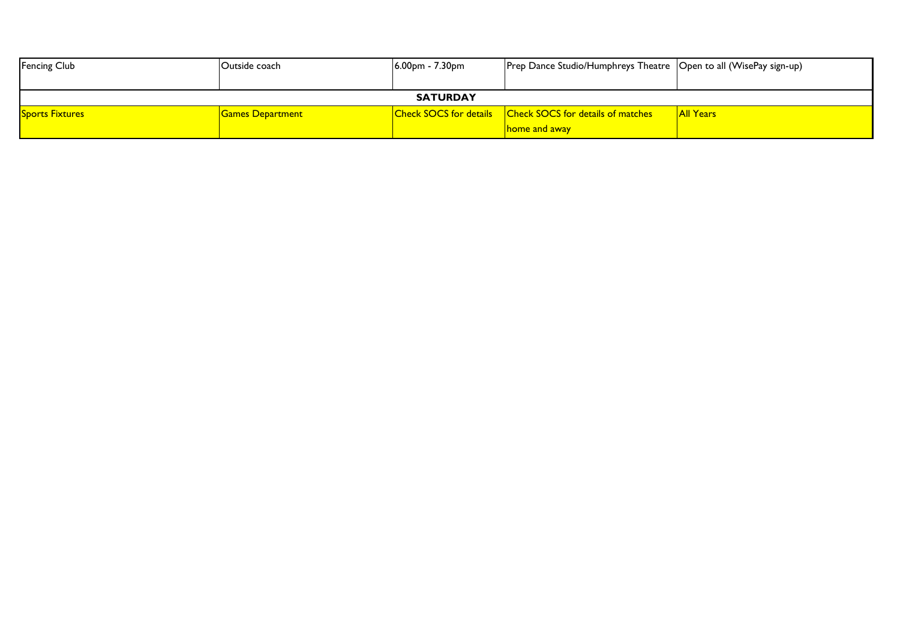| | | | | |
|---|---|---|---|---|
| Fencing Club | Outside coach | 6.00pm - 7.30pm | Prep Dance Studio/Humphreys Theatre | Open to all (WisePay sign-up) |
| **SATURDAY** | | | | |
| Sports Fixtures | Games Department | Check SOCS for details | Check SOCS for details of matches home and away | All Years |